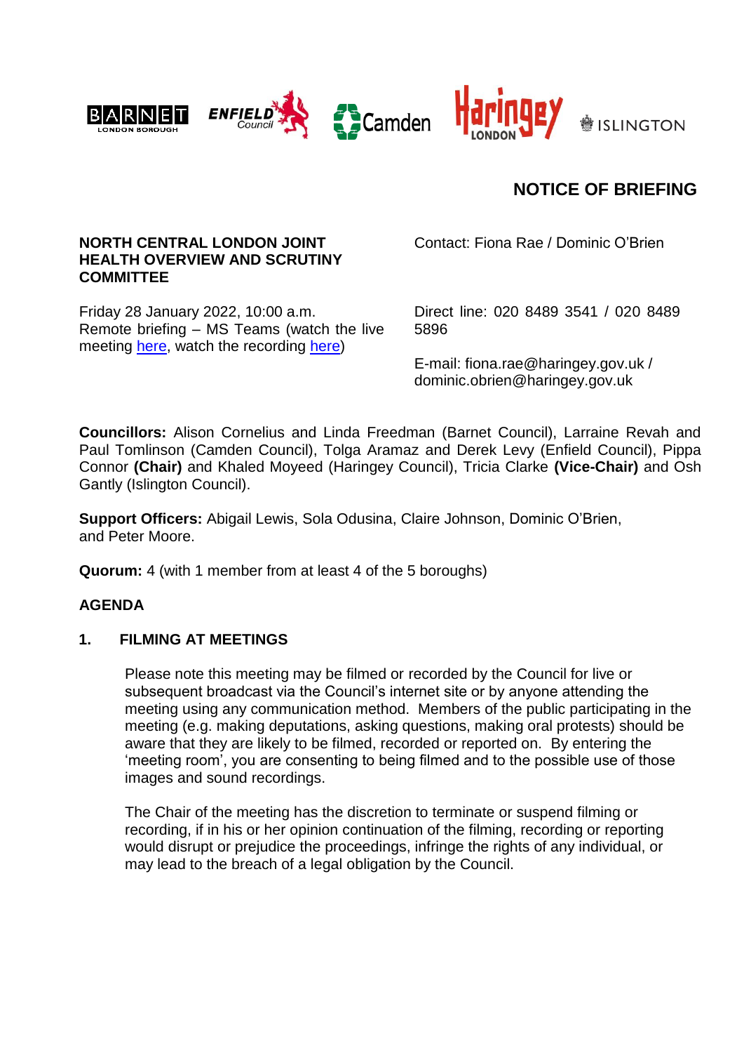BARNET LONDON BOROUGH | ENFIELD Council | Camden | Haringey LONDON | ISLINGTON

# NOTICE OF BRIEFING

**NORTH CENTRAL LONDON JOINT HEALTH OVERVIEW AND SCRUTINY COMMITTEE**

Friday 28 January 2022, 10:00 a.m.
Remote briefing – MS Teams (watch the live meeting here, watch the recording here)

Contact: Fiona Rae / Dominic O'Brien

Direct line: 020 8489 3541 / 020 8489 5896

E-mail: fiona.rae@haringey.gov.uk / dominic.obrien@haringey.gov.uk

**Councillors:** Alison Cornelius and Linda Freedman (Barnet Council), Larraine Revah and Paul Tomlinson (Camden Council), Tolga Aramaz and Derek Levy (Enfield Council), Pippa Connor **(Chair)** and Khaled Moyeed (Haringey Council), Tricia Clarke **(Vice-Chair)** and Osh Gantly (Islington Council).

**Support Officers:** Abigail Lewis, Sola Odusina, Claire Johnson, Dominic O'Brien, and Peter Moore.

**Quorum:** 4 (with 1 member from at least 4 of the 5 boroughs)

## AGENDA

### 1. FILMING AT MEETINGS

Please note this meeting may be filmed or recorded by the Council for live or subsequent broadcast via the Council's internet site or by anyone attending the meeting using any communication method. Members of the public participating in the meeting (e.g. making deputations, asking questions, making oral protests) should be aware that they are likely to be filmed, recorded or reported on. By entering the 'meeting room', you are consenting to being filmed and to the possible use of those images and sound recordings.

The Chair of the meeting has the discretion to terminate or suspend filming or recording, if in his or her opinion continuation of the filming, recording or reporting would disrupt or prejudice the proceedings, infringe the rights of any individual, or may lead to the breach of a legal obligation by the Council.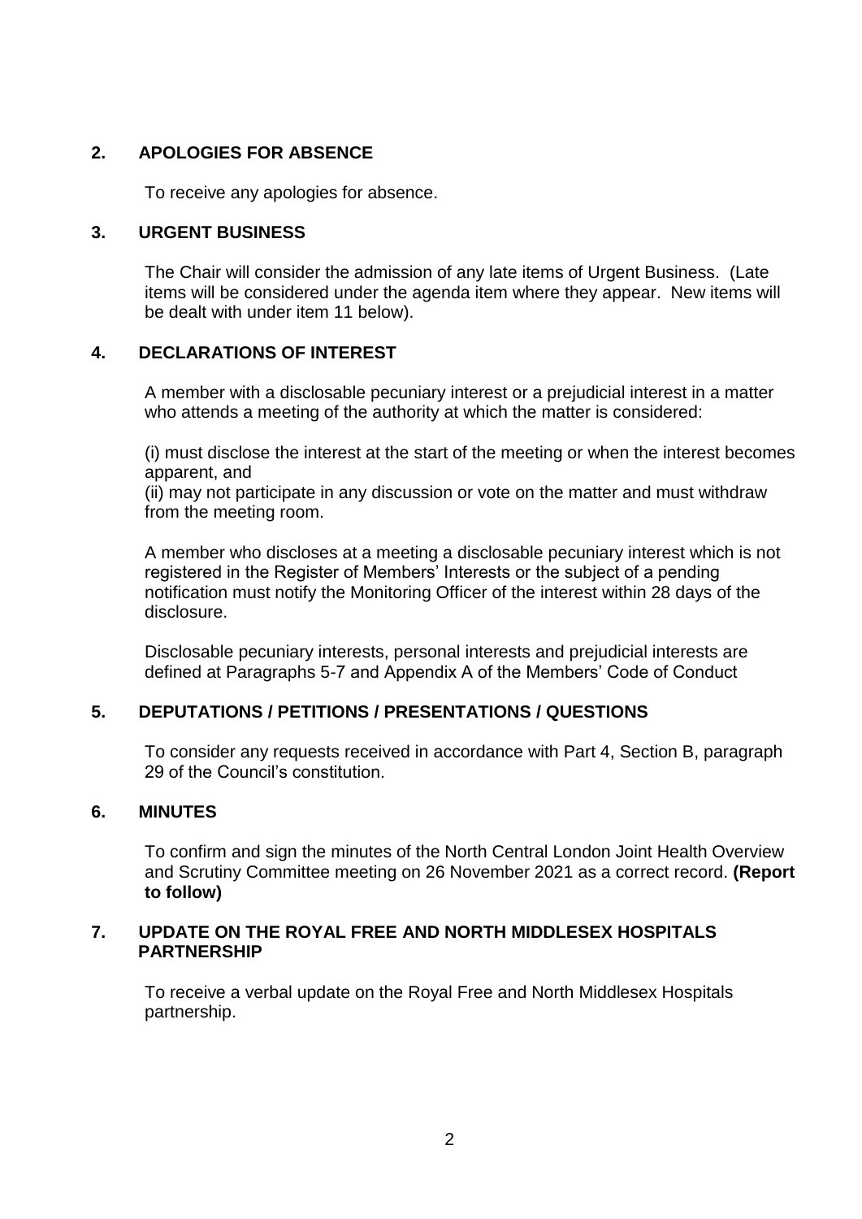## 2. APOLOGIES FOR ABSENCE

To receive any apologies for absence.

## 3. URGENT BUSINESS

The Chair will consider the admission of any late items of Urgent Business. (Late items will be considered under the agenda item where they appear. New items will be dealt with under item 11 below).

## 4. DECLARATIONS OF INTEREST

A member with a disclosable pecuniary interest or a prejudicial interest in a matter who attends a meeting of the authority at which the matter is considered:

(i) must disclose the interest at the start of the meeting or when the interest becomes apparent, and
(ii) may not participate in any discussion or vote on the matter and must withdraw from the meeting room.

A member who discloses at a meeting a disclosable pecuniary interest which is not registered in the Register of Members' Interests or the subject of a pending notification must notify the Monitoring Officer of the interest within 28 days of the disclosure.

Disclosable pecuniary interests, personal interests and prejudicial interests are defined at Paragraphs 5-7 and Appendix A of the Members' Code of Conduct

## 5. DEPUTATIONS / PETITIONS / PRESENTATIONS / QUESTIONS

To consider any requests received in accordance with Part 4, Section B, paragraph 29 of the Council's constitution.

## 6. MINUTES

To confirm and sign the minutes of the North Central London Joint Health Overview and Scrutiny Committee meeting on 26 November 2021 as a correct record. **(Report to follow)**

## 7. UPDATE ON THE ROYAL FREE AND NORTH MIDDLESEX HOSPITALS PARTNERSHIP

To receive a verbal update on the Royal Free and North Middlesex Hospitals partnership.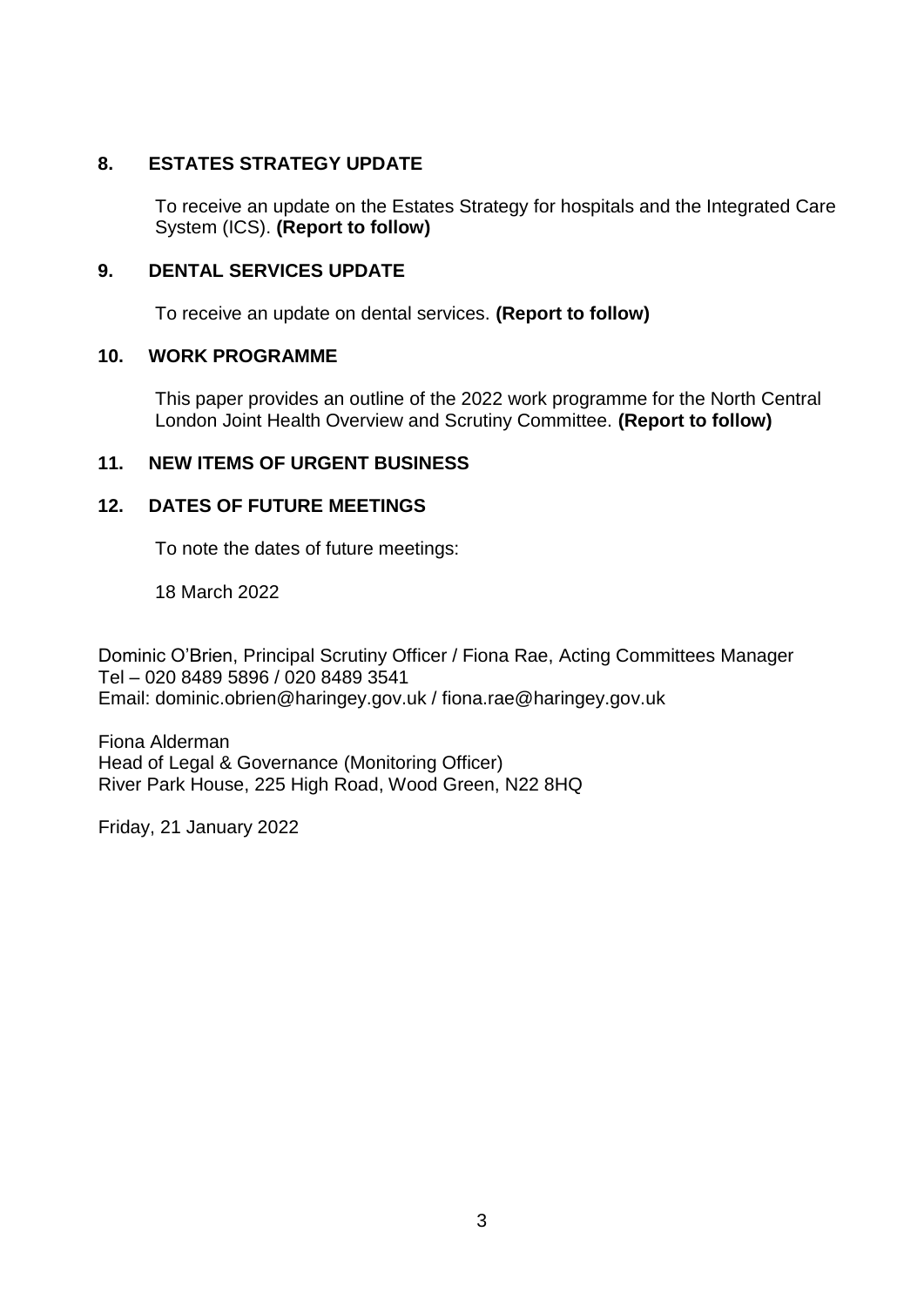## 8. ESTATES STRATEGY UPDATE

To receive an update on the Estates Strategy for hospitals and the Integrated Care System (ICS). **(Report to follow)**

## 9. DENTAL SERVICES UPDATE

To receive an update on dental services. **(Report to follow)**

## 10. WORK PROGRAMME

This paper provides an outline of the 2022 work programme for the North Central London Joint Health Overview and Scrutiny Committee. **(Report to follow)**

## 11. NEW ITEMS OF URGENT BUSINESS

## 12. DATES OF FUTURE MEETINGS

To note the dates of future meetings:

18 March 2022

Dominic O'Brien, Principal Scrutiny Officer / Fiona Rae, Acting Committees Manager
Tel – 020 8489 5896 / 020 8489 3541
Email: dominic.obrien@haringey.gov.uk / fiona.rae@haringey.gov.uk

Fiona Alderman
Head of Legal & Governance (Monitoring Officer)
River Park House, 225 High Road, Wood Green, N22 8HQ

Friday, 21 January 2022